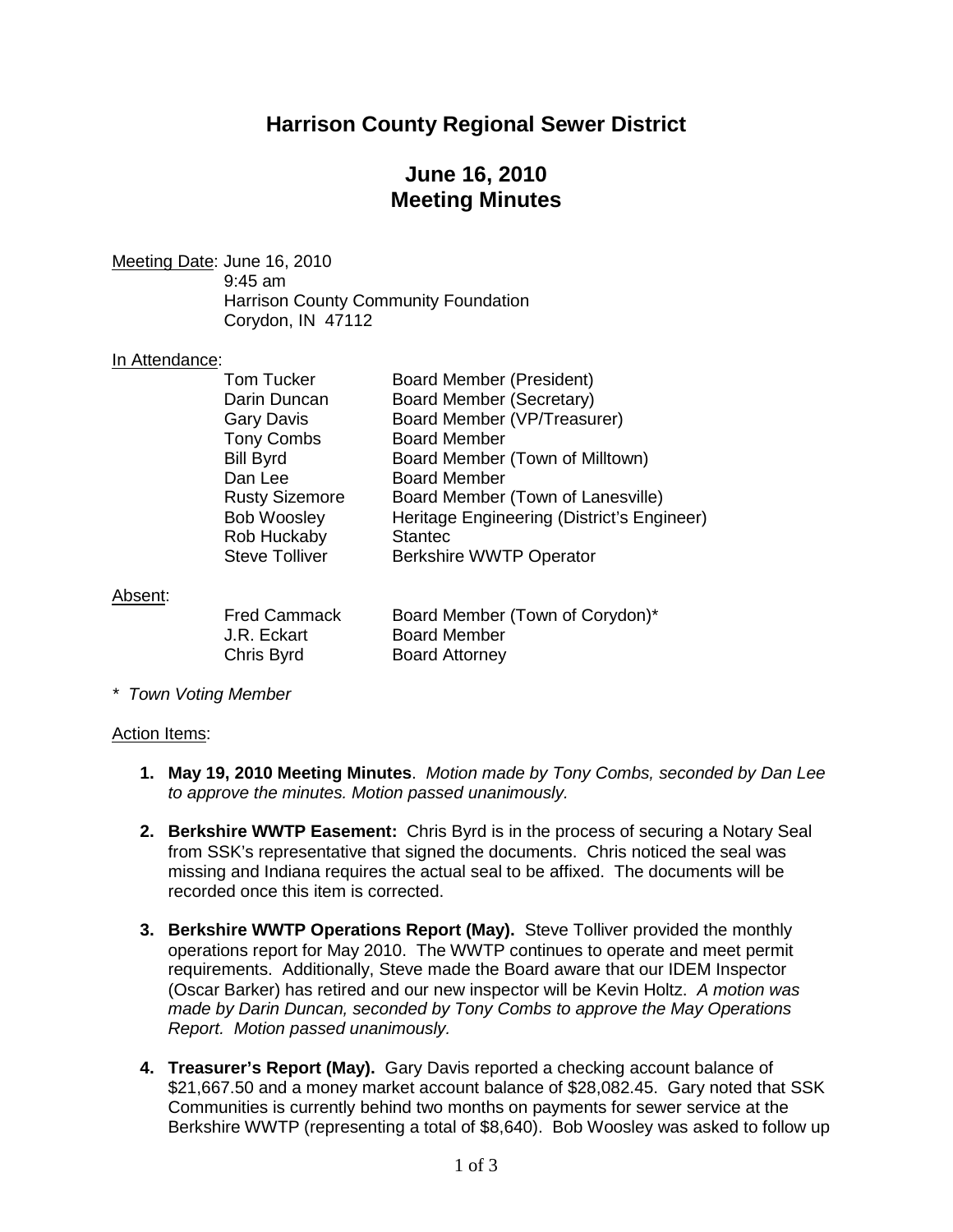# Harrison County Regional Sewer District

## June 16, 2010
## Meeting Minutes

<u>Meeting Date</u>: June 16, 2010
9:45 am
Harrison County Community Foundation
Corydon, IN 47112

<u>In Attendance</u>:

| | |
|---|---|
| Tom Tucker | Board Member (President) |
| Darin Duncan | Board Member (Secretary) |
| Gary Davis | Board Member (VP/Treasurer) |
| Tony Combs | Board Member |
| Bill Byrd | Board Member (Town of Milltown) |
| Dan Lee | Board Member |
| Rusty Sizemore | Board Member (Town of Lanesville) |
| Bob Woosley | Heritage Engineering (District's Engineer) |
| Rob Huckaby | Stantec |
| Steve Tolliver | Berkshire WWTP Operator |

<u>Absent</u>:

| | |
|---|---|
| Fred Cammack | Board Member (Town of Corydon)* |
| J.R. Eckart | Board Member |
| Chris Byrd | Board Attorney |

*\* Town Voting Member*

<u>Action Items</u>:

1. **May 19, 2010 Meeting Minutes**. *Motion made by Tony Combs, seconded by Dan Lee to approve the minutes. Motion passed unanimously.*

2. **Berkshire WWTP Easement:** Chris Byrd is in the process of securing a Notary Seal from SSK's representative that signed the documents. Chris noticed the seal was missing and Indiana requires the actual seal to be affixed. The documents will be recorded once this item is corrected.

3. **Berkshire WWTP Operations Report (May).** Steve Tolliver provided the monthly operations report for May 2010. The WWTP continues to operate and meet permit requirements. Additionally, Steve made the Board aware that our IDEM Inspector (Oscar Barker) has retired and our new inspector will be Kevin Holtz. *A motion was made by Darin Duncan, seconded by Tony Combs to approve the May Operations Report. Motion passed unanimously.*

4. **Treasurer's Report (May).** Gary Davis reported a checking account balance of $21,667.50 and a money market account balance of $28,082.45. Gary noted that SSK Communities is currently behind two months on payments for sewer service at the Berkshire WWTP (representing a total of $8,640). Bob Woosley was asked to follow up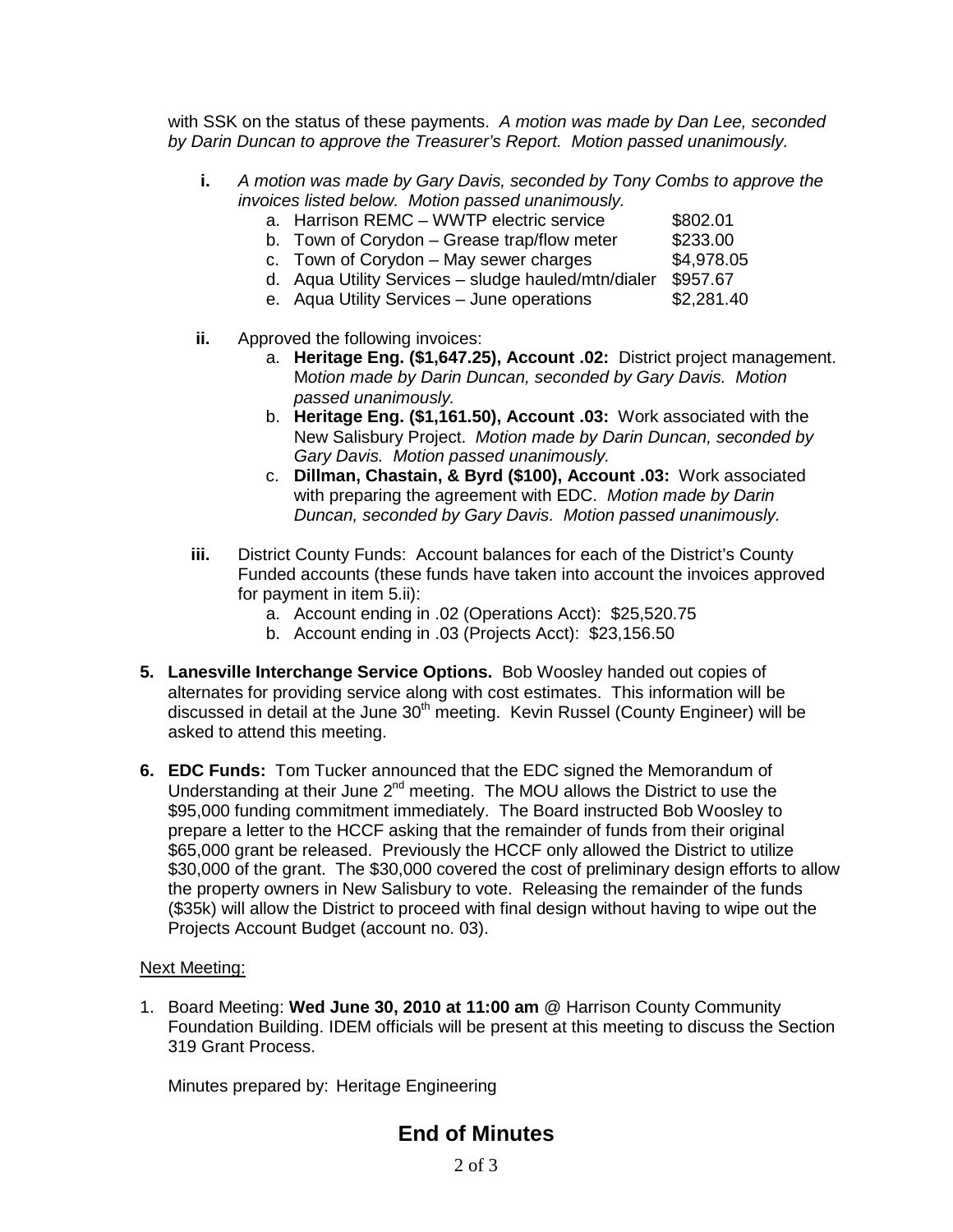with SSK on the status of these payments. *A motion was made by Dan Lee, seconded by Darin Duncan to approve the Treasurer's Report. Motion passed unanimously.*

**i.** *A motion was made by Gary Davis, seconded by Tony Combs to approve the invoices listed below. Motion passed unanimously.*

a. Harrison REMC – WWTP electric service $802.01
b. Town of Corydon – Grease trap/flow meter $233.00
c. Town of Corydon – May sewer charges $4,978.05
d. Aqua Utility Services – sludge hauled/mtn/dialer $957.67
e. Aqua Utility Services – June operations $2,281.40

**ii.** Approved the following invoices:

a. **Heritage Eng. ($1,647.25), Account .02:** District project management. M*otion made by Darin Duncan, seconded by Gary Davis. Motion passed unanimously.*
b. **Heritage Eng. ($1,161.50), Account .03:** Work associated with the New Salisbury Project. *Motion made by Darin Duncan, seconded by Gary Davis. Motion passed unanimously.*
c. **Dillman, Chastain, & Byrd ($100), Account .03:** Work associated with preparing the agreement with EDC. *Motion made by Darin Duncan, seconded by Gary Davis. Motion passed unanimously.*

**iii.** District County Funds: Account balances for each of the District's County Funded accounts (these funds have taken into account the invoices approved for payment in item 5.ii):

a. Account ending in .02 (Operations Acct): $25,520.75
b. Account ending in .03 (Projects Acct): $23,156.50

**5. Lanesville Interchange Service Options.** Bob Woosley handed out copies of alternates for providing service along with cost estimates. This information will be discussed in detail at the June 30th meeting. Kevin Russel (County Engineer) will be asked to attend this meeting.

**6. EDC Funds:** Tom Tucker announced that the EDC signed the Memorandum of Understanding at their June 2nd meeting. The MOU allows the District to use the $95,000 funding commitment immediately. The Board instructed Bob Woosley to prepare a letter to the HCCF asking that the remainder of funds from their original $65,000 grant be released. Previously the HCCF only allowed the District to utilize $30,000 of the grant. The $30,000 covered the cost of preliminary design efforts to allow the property owners in New Salisbury to vote. Releasing the remainder of the funds ($35k) will allow the District to proceed with final design without having to wipe out the Projects Account Budget (account no. 03).

Next Meeting:

1. Board Meeting: **Wed June 30, 2010 at 11:00 am** @ Harrison County Community Foundation Building. IDEM officials will be present at this meeting to discuss the Section 319 Grant Process.

Minutes prepared by: Heritage Engineering

## End of Minutes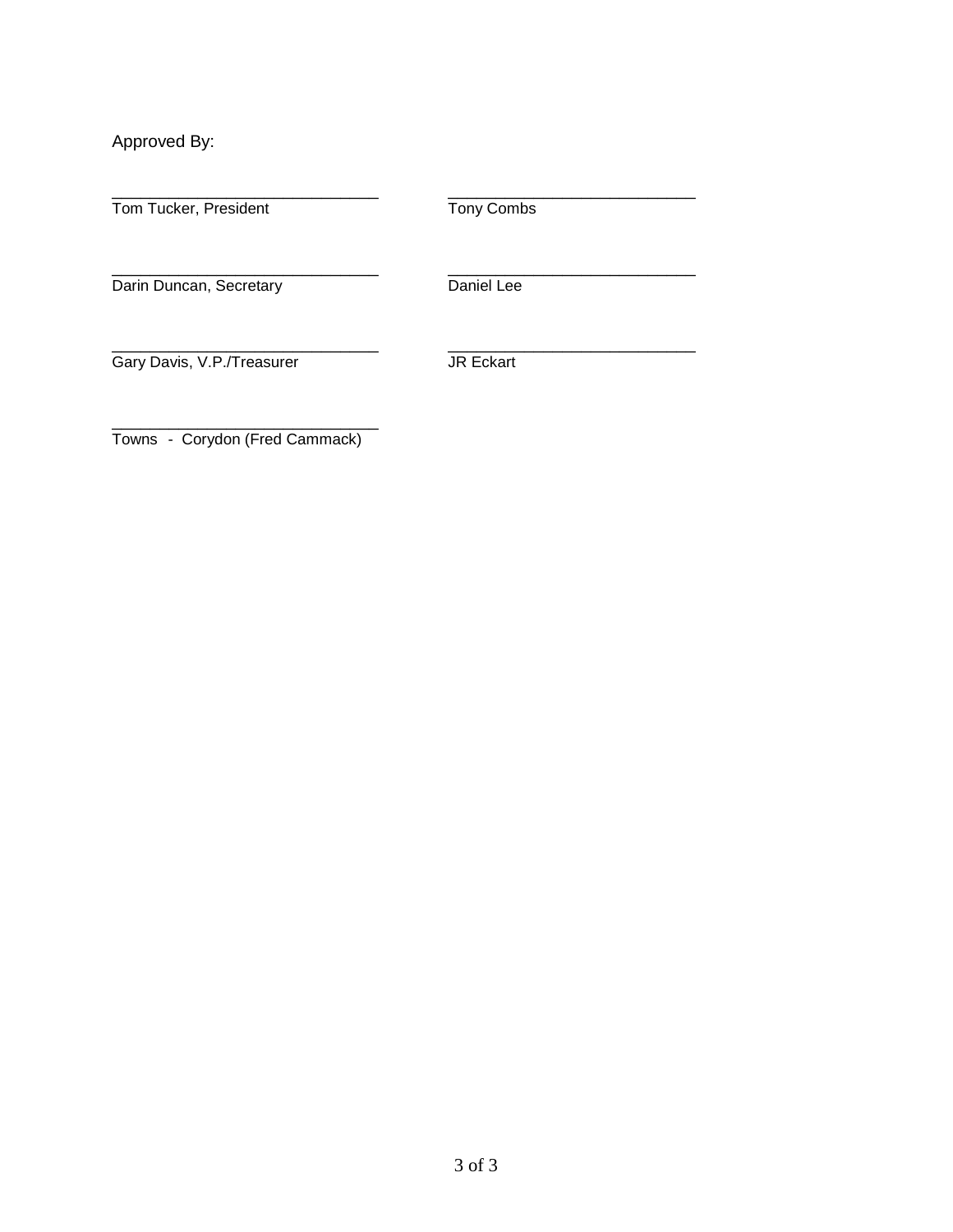Approved By:

| | |
|---|---|
| \_\_\_\_\_\_\_\_\_\_\_\_\_\_\_\_\_\_\_\_\_\_\_\_\_\_\_\_ | \_\_\_\_\_\_\_\_\_\_\_\_\_\_\_\_\_\_\_\_\_\_\_\_\_\_\_\_ |
| Tom Tucker, President | Tony Combs |
| \_\_\_\_\_\_\_\_\_\_\_\_\_\_\_\_\_\_\_\_\_\_\_\_\_\_\_\_ | \_\_\_\_\_\_\_\_\_\_\_\_\_\_\_\_\_\_\_\_\_\_\_\_\_\_\_\_ |
| Darin Duncan, Secretary | Daniel Lee |
| \_\_\_\_\_\_\_\_\_\_\_\_\_\_\_\_\_\_\_\_\_\_\_\_\_\_\_\_ | \_\_\_\_\_\_\_\_\_\_\_\_\_\_\_\_\_\_\_\_\_\_\_\_\_\_\_\_ |
| Gary Davis, V.P./Treasurer | JR Eckart |
| \_\_\_\_\_\_\_\_\_\_\_\_\_\_\_\_\_\_\_\_\_\_\_\_\_\_\_\_ | |
| Towns - Corydon (Fred Cammack) | |